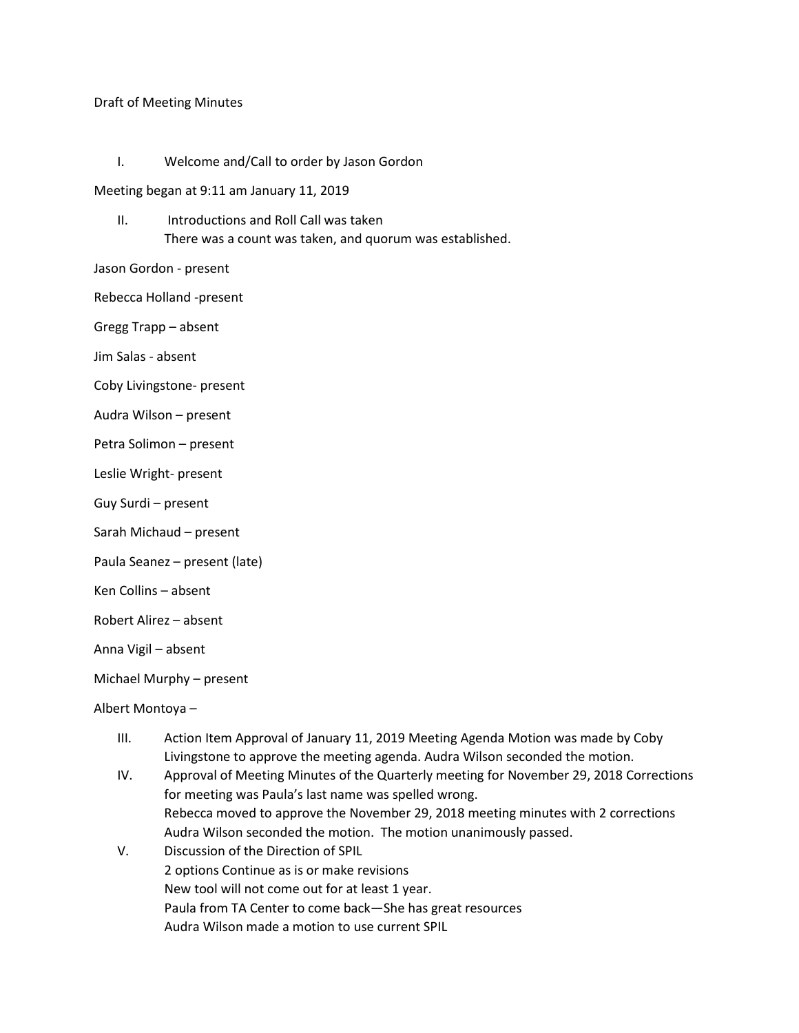Draft of Meeting Minutes

I. Welcome and/Call to order by Jason Gordon

Meeting began at 9:11 am January 11, 2019

II. Introductions and Roll Call was taken
   There was a count was taken, and quorum was established.

Jason Gordon - present

Rebecca Holland -present

Gregg Trapp – absent

Jim Salas - absent

Coby Livingstone- present

Audra Wilson – present

Petra Solimon – present

Leslie Wright- present

Guy Surdi – present

Sarah Michaud – present

Paula Seanez – present (late)

Ken Collins – absent

Robert Alirez – absent

Anna Vigil – absent

Michael Murphy – present

Albert Montoya –

III. Action Item Approval of January 11, 2019 Meeting Agenda Motion was made by Coby Livingstone to approve the meeting agenda. Audra Wilson seconded the motion.

IV. Approval of Meeting Minutes of the Quarterly meeting for November 29, 2018 Corrections for meeting was Paula's last name was spelled wrong.
   Rebecca moved to approve the November 29, 2018 meeting minutes with 2 corrections
   Audra Wilson seconded the motion. The motion unanimously passed.

V. Discussion of the Direction of SPIL
   2 options Continue as is or make revisions
   New tool will not come out for at least 1 year.
   Paula from TA Center to come back—She has great resources
   Audra Wilson made a motion to use current SPIL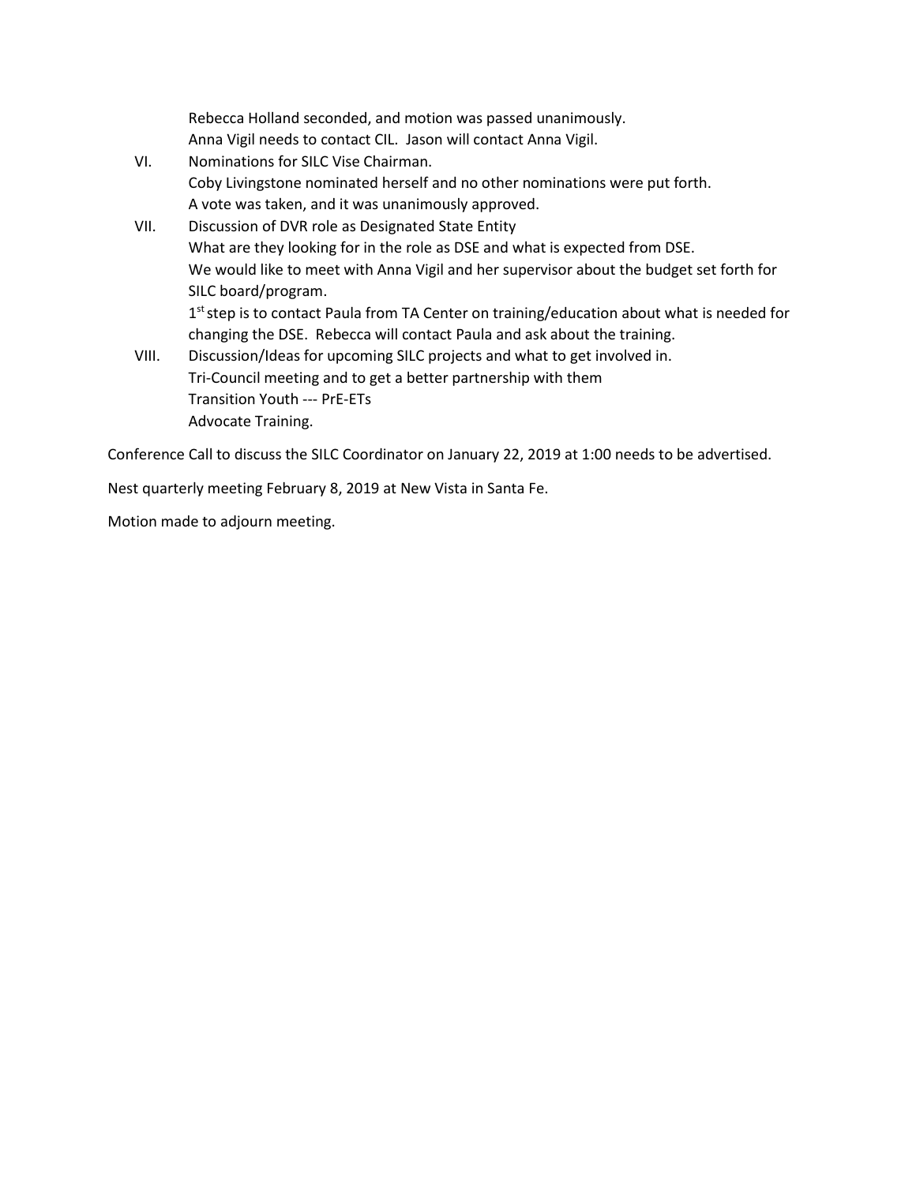Rebecca Holland seconded, and motion was passed unanimously.
Anna Vigil needs to contact CIL. Jason will contact Anna Vigil.

VI. Nominations for SILC Vise Chairman.
Coby Livingstone nominated herself and no other nominations were put forth.
A vote was taken, and it was unanimously approved.

VII. Discussion of DVR role as Designated State Entity
What are they looking for in the role as DSE and what is expected from DSE.
We would like to meet with Anna Vigil and her supervisor about the budget set forth for SILC board/program.
1st step is to contact Paula from TA Center on training/education about what is needed for changing the DSE. Rebecca will contact Paula and ask about the training.

VIII. Discussion/Ideas for upcoming SILC projects and what to get involved in.
Tri-Council meeting and to get a better partnership with them
Transition Youth --- PrE-ETs
Advocate Training.

Conference Call to discuss the SILC Coordinator on January 22, 2019 at 1:00 needs to be advertised.

Nest quarterly meeting February 8, 2019 at New Vista in Santa Fe.

Motion made to adjourn meeting.